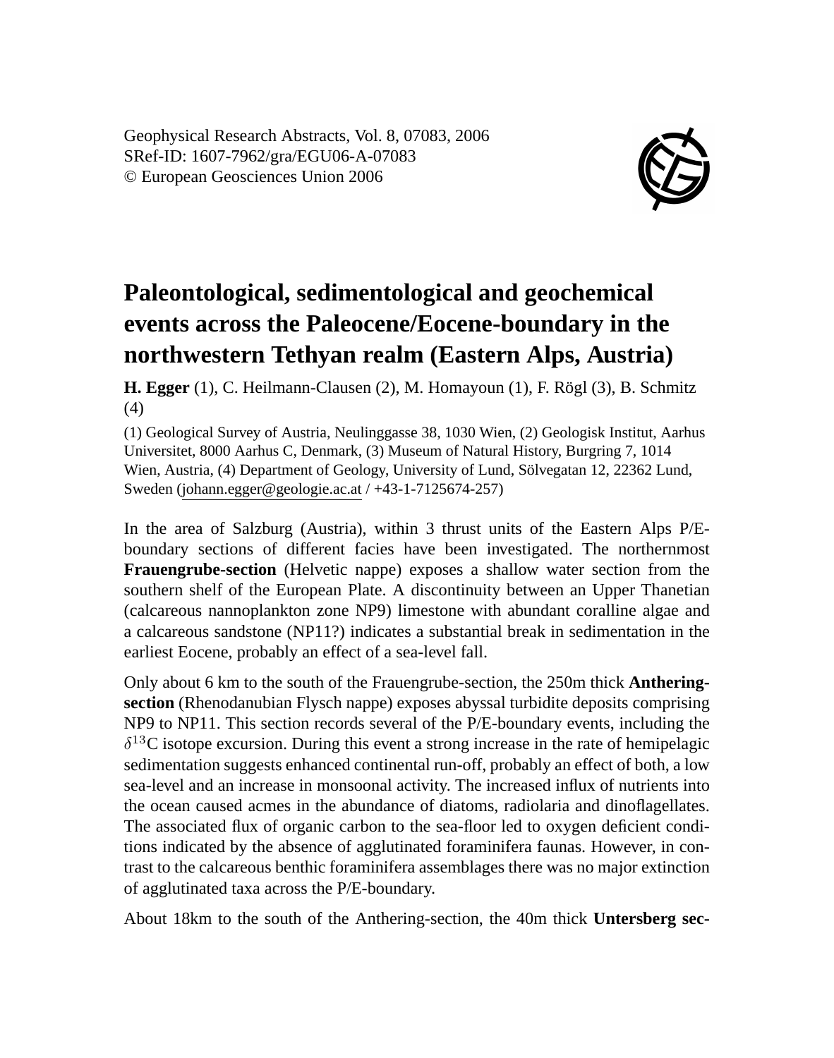Geophysical Research Abstracts, Vol. 8, 07083, 2006
SRef-ID: 1607-7962/gra/EGU06-A-07083
© European Geosciences Union 2006

# Paleontological, sedimentological and geochemical events across the Paleocene/Eocene-boundary in the northwestern Tethyan realm (Eastern Alps, Austria)

**H. Egger** (1), C. Heilmann-Clausen (2), M. Homayoun (1), F. Rögl (3), B. Schmitz (4)

(1) Geological Survey of Austria, Neulinggasse 38, 1030 Wien, (2) Geologisk Institut, Aarhus Universitet, 8000 Aarhus C, Denmark, (3) Museum of Natural History, Burgring 7, 1014 Wien, Austria, (4) Department of Geology, University of Lund, Sölvegatan 12, 22362 Lund, Sweden (johann.egger@geologie.ac.at / +43-1-7125674-257)

In the area of Salzburg (Austria), within 3 thrust units of the Eastern Alps P/E-boundary sections of different facies have been investigated. The northernmost **Frauengrube-section** (Helvetic nappe) exposes a shallow water section from the southern shelf of the European Plate. A discontinuity between an Upper Thanetian (calcareous nannoplankton zone NP9) limestone with abundant coralline algae and a calcareous sandstone (NP11?) indicates a substantial break in sedimentation in the earliest Eocene, probably an effect of a sea-level fall.

Only about 6 km to the south of the Frauengrube-section, the 250m thick **Anthering-section** (Rhenodanubian Flysch nappe) exposes abyssal turbidite deposits comprising NP9 to NP11. This section records several of the P/E-boundary events, including the $\delta^{13}$C isotope excursion. During this event a strong increase in the rate of hemipelagic sedimentation suggests enhanced continental run-off, probably an effect of both, a low sea-level and an increase in monsoonal activity. The increased influx of nutrients into the ocean caused acmes in the abundance of diatoms, radiolaria and dinoflagellates. The associated flux of organic carbon to the sea-floor led to oxygen deficient conditions indicated by the absence of agglutinated foraminifera faunas. However, in contrast to the calcareous benthic foraminifera assemblages there was no major extinction of agglutinated taxa across the P/E-boundary.

About 18km to the south of the Anthering-section, the 40m thick **Untersberg sec-**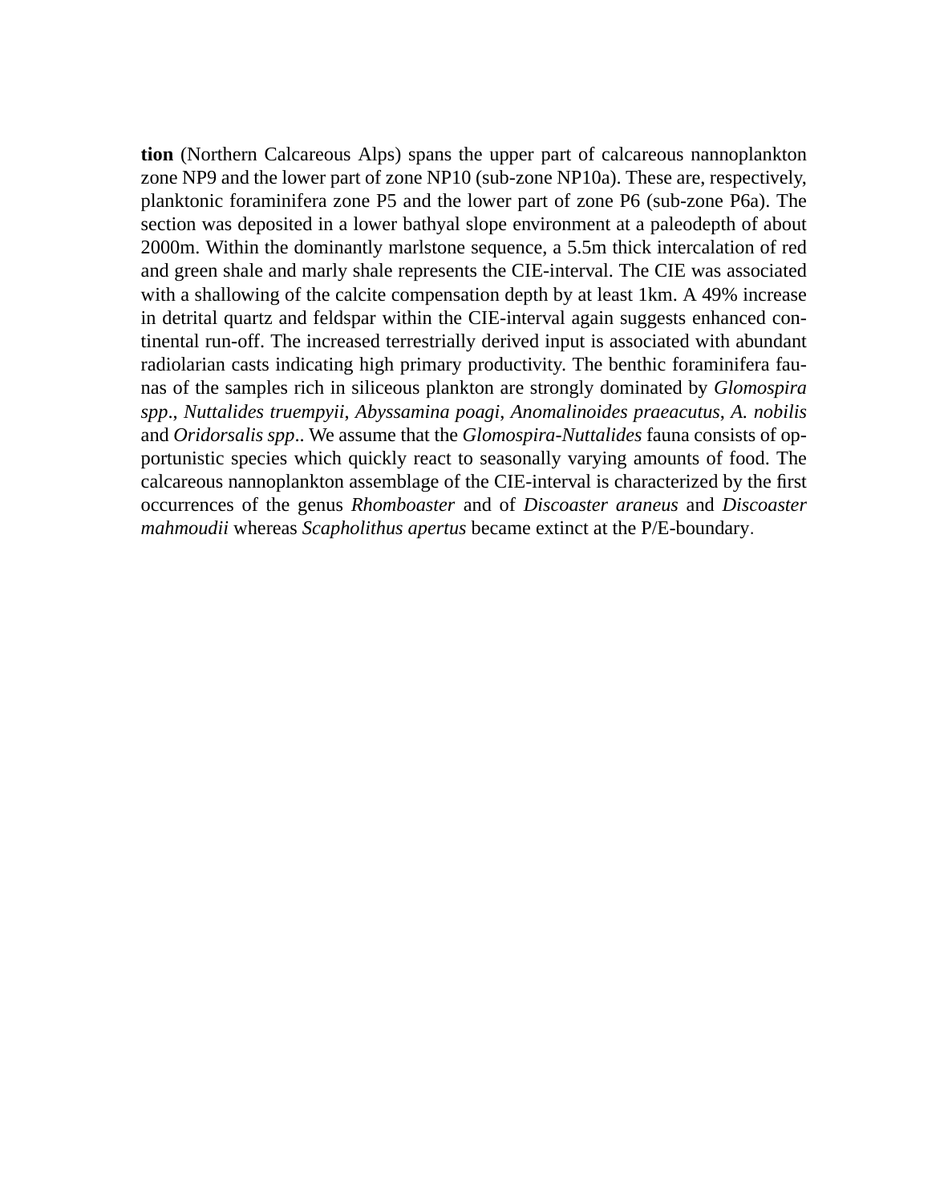**tion** (Northern Calcareous Alps) spans the upper part of calcareous nannoplankton zone NP9 and the lower part of zone NP10 (sub-zone NP10a). These are, respectively, planktonic foraminifera zone P5 and the lower part of zone P6 (sub-zone P6a). The section was deposited in a lower bathyal slope environment at a paleodepth of about 2000m. Within the dominantly marlstone sequence, a 5.5m thick intercalation of red and green shale and marly shale represents the CIE-interval. The CIE was associated with a shallowing of the calcite compensation depth by at least 1km. A 49% increase in detrital quartz and feldspar within the CIE-interval again suggests enhanced continental run-off. The increased terrestrially derived input is associated with abundant radiolarian casts indicating high primary productivity. The benthic foraminifera faunas of the samples rich in siliceous plankton are strongly dominated by *Glomospira spp*., *Nuttalides truempyii*, *Abyssamina poagi*, *Anomalinoides praeacutus*, *A. nobilis* and *Oridorsalis spp*.. We assume that the *Glomospira-Nuttalides* fauna consists of opportunistic species which quickly react to seasonally varying amounts of food. The calcareous nannoplankton assemblage of the CIE-interval is characterized by the first occurrences of the genus *Rhomboaster* and of *Discoaster araneus* and *Discoaster mahmoudii* whereas *Scapholithus apertus* became extinct at the P/E-boundary.